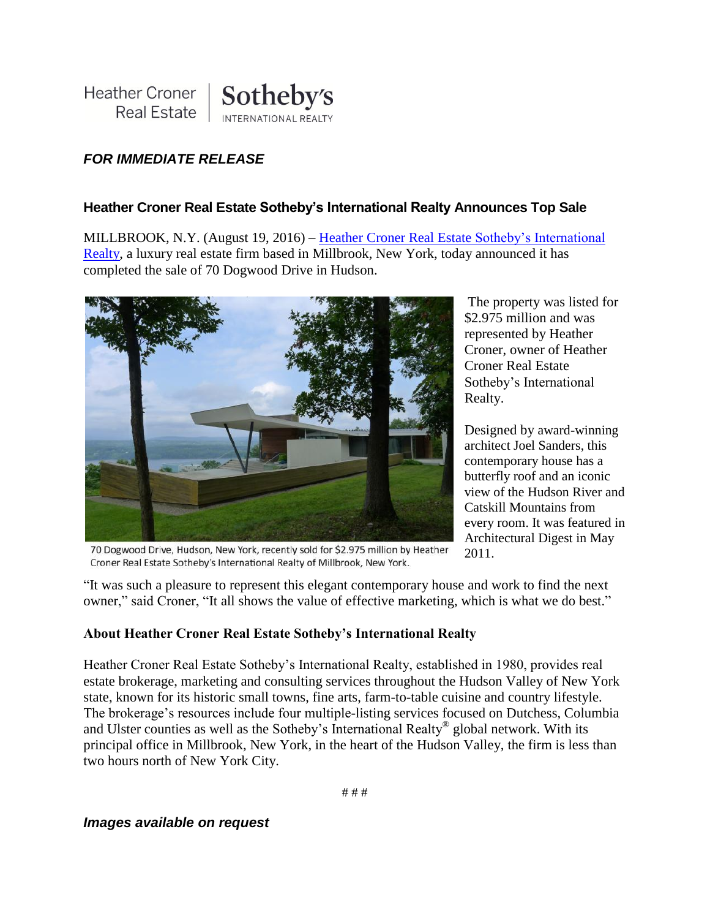Heather Croner Real Estate | Sotheby's INTERNATIONAL REALTY

***FOR IMMEDIATE RELEASE***

### Heather Croner Real Estate Sotheby's International Realty Announces Top Sale

MILLBROOK, N.Y. (August 19, 2016) – Heather Croner Real Estate Sotheby's International Realty, a luxury real estate firm based in Millbrook, New York, today announced it has completed the sale of 70 Dogwood Drive in Hudson.

70 Dogwood Drive, Hudson, New York, recently sold for $2.975 million by Heather Croner Real Estate Sotheby's International Realty of Millbrook, New York.

The property was listed for $2.975 million and was represented by Heather Croner, owner of Heather Croner Real Estate Sotheby's International Realty.

Designed by award-winning architect Joel Sanders, this contemporary house has a butterfly roof and an iconic view of the Hudson River and Catskill Mountains from every room. It was featured in Architectural Digest in May 2011.

"It was such a pleasure to represent this elegant contemporary house and work to find the next owner," said Croner, "It all shows the value of effective marketing, which is what we do best."

**About Heather Croner Real Estate Sotheby's International Realty**

Heather Croner Real Estate Sotheby's International Realty, established in 1980, provides real estate brokerage, marketing and consulting services throughout the Hudson Valley of New York state, known for its historic small towns, fine arts, farm-to-table cuisine and country lifestyle. The brokerage's resources include four multiple-listing services focused on Dutchess, Columbia and Ulster counties as well as the Sotheby's International Realty® global network. With its principal office in Millbrook, New York, in the heart of the Hudson Valley, the firm is less than two hours north of New York City.

# # #

***Images available on request***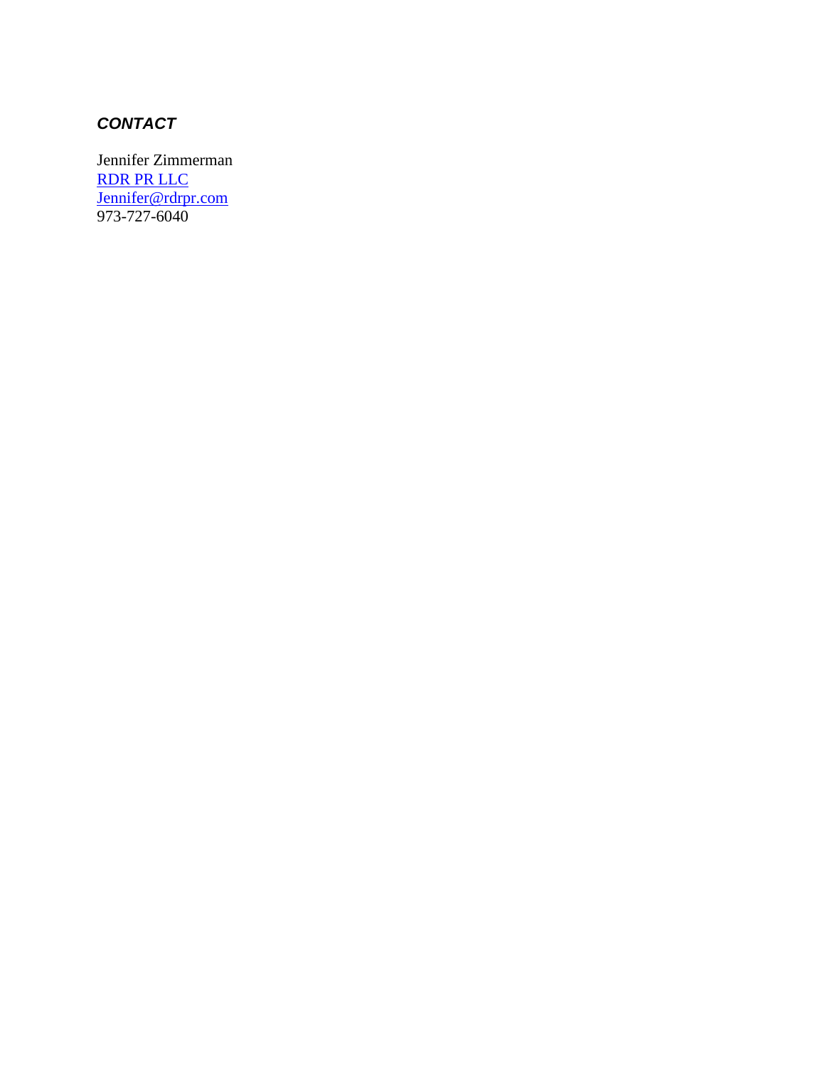***CONTACT***

Jennifer Zimmerman  
RDR PR LLC  
Jennifer@rdrpr.com  
973-727-6040